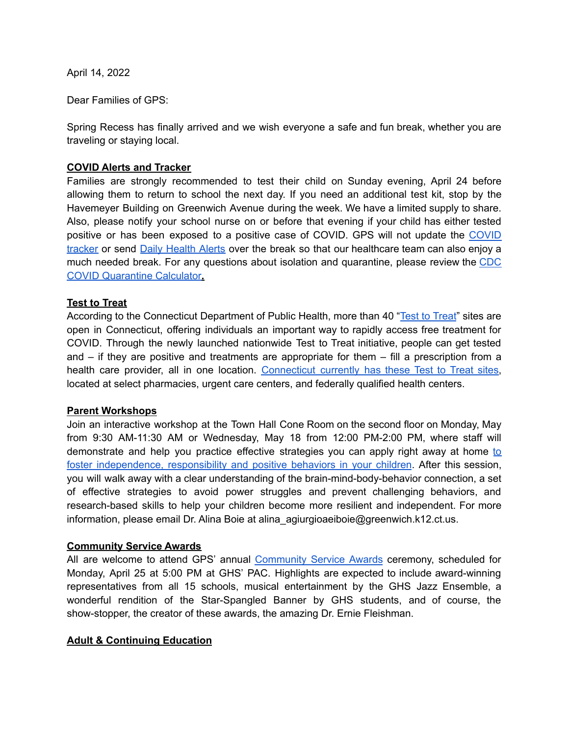April 14, 2022

Dear Families of GPS:

Spring Recess has finally arrived and we wish everyone a safe and fun break, whether you are traveling or staying local.

**COVID Alerts and Tracker**

Families are strongly recommended to test their child on Sunday evening, April 24 before allowing them to return to school the next day. If you need an additional test kit, stop by the Havemeyer Building on Greenwich Avenue during the week. We have a limited supply to share. Also, please notify your school nurse on or before that evening if your child has either tested positive or has been exposed to a positive case of COVID. GPS will not update the COVID tracker or send Daily Health Alerts over the break so that our healthcare team can also enjoy a much needed break. For any questions about isolation and quarantine, please review the CDC COVID Quarantine Calculator.

**Test to Treat**

According to the Connecticut Department of Public Health, more than 40 "Test to Treat" sites are open in Connecticut, offering individuals an important way to rapidly access free treatment for COVID. Through the newly launched nationwide Test to Treat initiative, people can get tested and – if they are positive and treatments are appropriate for them – fill a prescription from a health care provider, all in one location. Connecticut currently has these Test to Treat sites, located at select pharmacies, urgent care centers, and federally qualified health centers.

**Parent Workshops**

Join an interactive workshop at the Town Hall Cone Room on the second floor on Monday, May from 9:30 AM-11:30 AM or Wednesday, May 18 from 12:00 PM-2:00 PM, where staff will demonstrate and help you practice effective strategies you can apply right away at home to foster independence, responsibility and positive behaviors in your children. After this session, you will walk away with a clear understanding of the brain-mind-body-behavior connection, a set of effective strategies to avoid power struggles and prevent challenging behaviors, and research-based skills to help your children become more resilient and independent. For more information, please email Dr. Alina Boie at alina_agiurgioaeiboie@greenwich.k12.ct.us.

**Community Service Awards**

All are welcome to attend GPS' annual Community Service Awards ceremony, scheduled for Monday, April 25 at 5:00 PM at GHS' PAC. Highlights are expected to include award-winning representatives from all 15 schools, musical entertainment by the GHS Jazz Ensemble, a wonderful rendition of the Star-Spangled Banner by GHS students, and of course, the show-stopper, the creator of these awards, the amazing Dr. Ernie Fleishman.

**Adult & Continuing Education**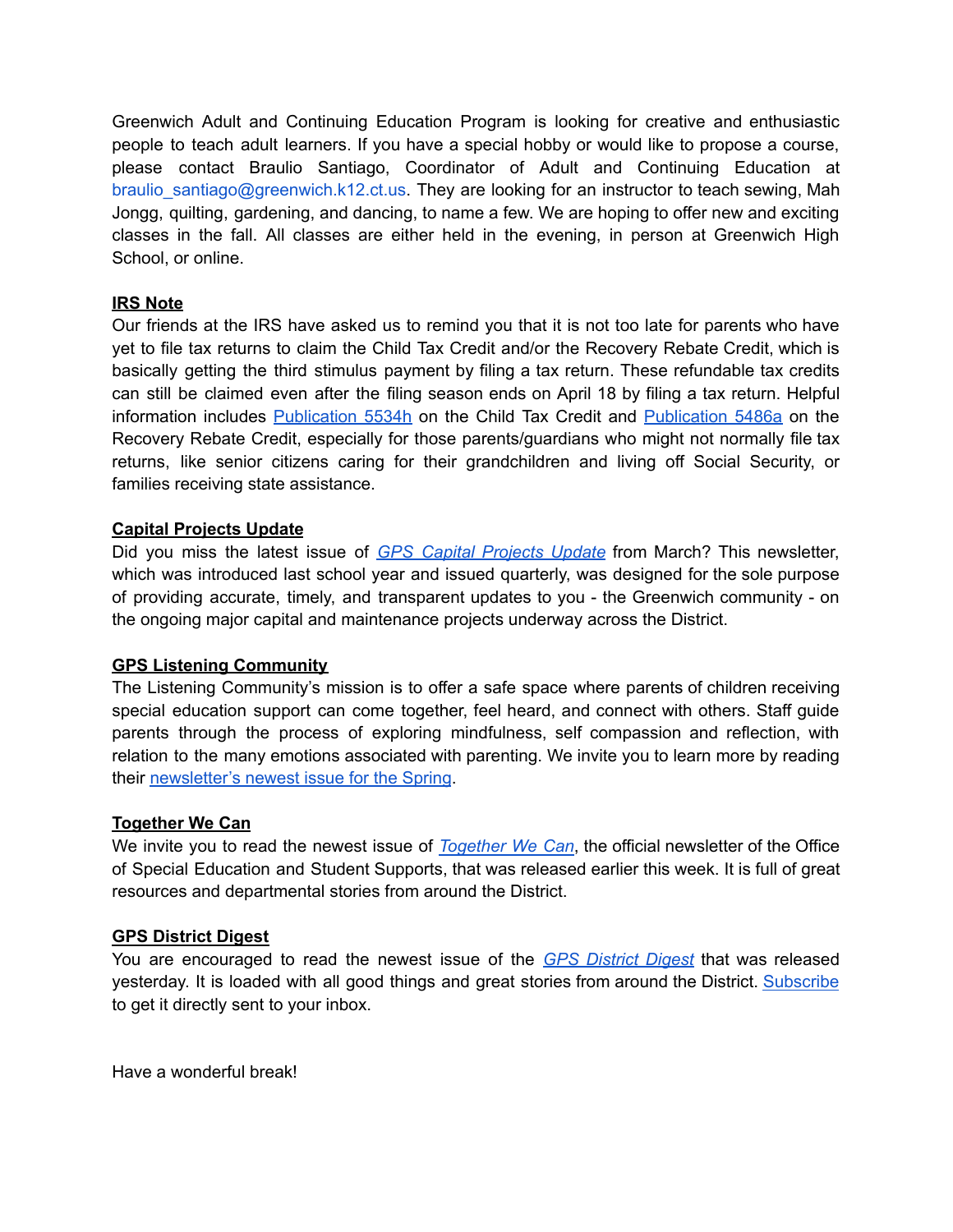Greenwich Adult and Continuing Education Program is looking for creative and enthusiastic people to teach adult learners. If you have a special hobby or would like to propose a course, please contact Braulio Santiago, Coordinator of Adult and Continuing Education at braulio_santiago@greenwich.k12.ct.us. They are looking for an instructor to teach sewing, Mah Jongg, quilting, gardening, and dancing, to name a few. We are hoping to offer new and exciting classes in the fall. All classes are either held in the evening, in person at Greenwich High School, or online.

**IRS Note**

Our friends at the IRS have asked us to remind you that it is not too late for parents who have yet to file tax returns to claim the Child Tax Credit and/or the Recovery Rebate Credit, which is basically getting the third stimulus payment by filing a tax return. These refundable tax credits can still be claimed even after the filing season ends on April 18 by filing a tax return. Helpful information includes Publication 5534h on the Child Tax Credit and Publication 5486a on the Recovery Rebate Credit, especially for those parents/guardians who might not normally file tax returns, like senior citizens caring for their grandchildren and living off Social Security, or families receiving state assistance.

**Capital Projects Update**

Did you miss the latest issue of *GPS Capital Projects Update* from March? This newsletter, which was introduced last school year and issued quarterly, was designed for the sole purpose of providing accurate, timely, and transparent updates to you - the Greenwich community - on the ongoing major capital and maintenance projects underway across the District.

**GPS Listening Community**

The Listening Community's mission is to offer a safe space where parents of children receiving special education support can come together, feel heard, and connect with others. Staff guide parents through the process of exploring mindfulness, self compassion and reflection, with relation to the many emotions associated with parenting. We invite you to learn more by reading their newsletter's newest issue for the Spring.

**Together We Can**

We invite you to read the newest issue of *Together We Can*, the official newsletter of the Office of Special Education and Student Supports, that was released earlier this week. It is full of great resources and departmental stories from around the District.

**GPS District Digest**

You are encouraged to read the newest issue of the *GPS District Digest* that was released yesterday. It is loaded with all good things and great stories from around the District. Subscribe to get it directly sent to your inbox.

Have a wonderful break!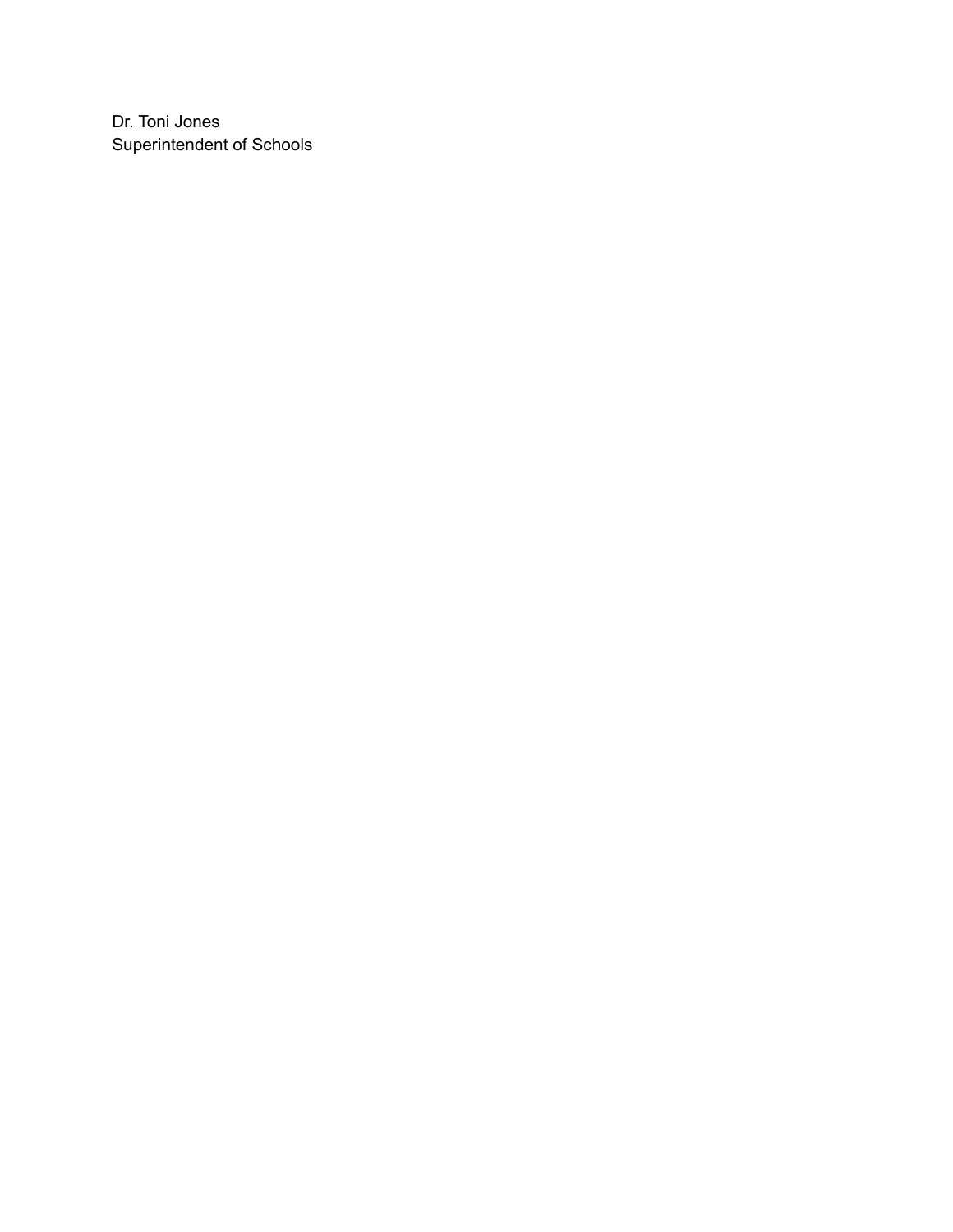Dr. Toni Jones
Superintendent of Schools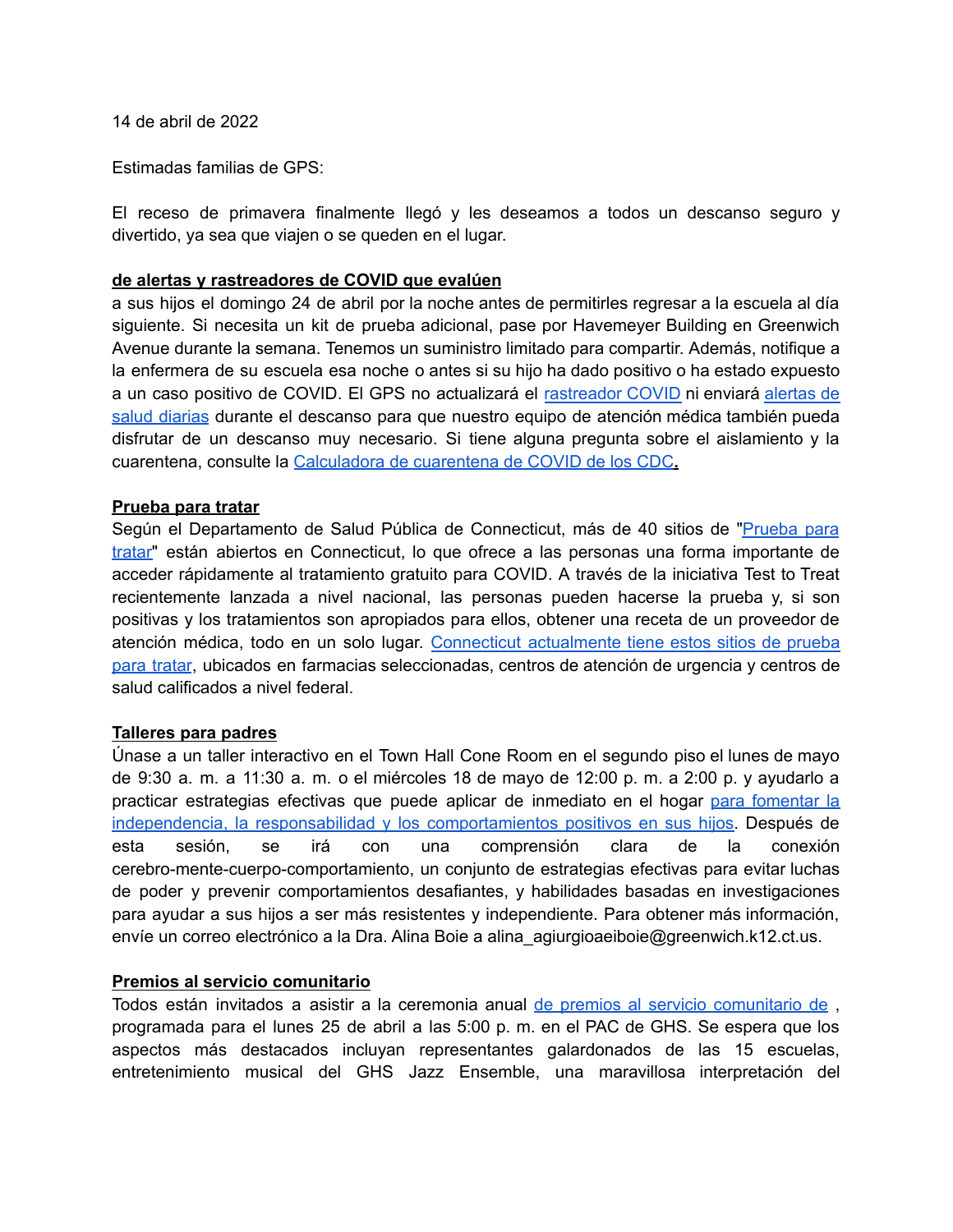14 de abril de 2022

Estimadas familias de GPS:

El receso de primavera finalmente llegó y les deseamos a todos un descanso seguro y divertido, ya sea que viajen o se queden en el lugar.

**de alertas y rastreadores de COVID que evalúen**

a sus hijos el domingo 24 de abril por la noche antes de permitirles regresar a la escuela al día siguiente. Si necesita un kit de prueba adicional, pase por Havemeyer Building en Greenwich Avenue durante la semana. Tenemos un suministro limitado para compartir. Además, notifique a la enfermera de su escuela esa noche o antes si su hijo ha dado positivo o ha estado expuesto a un caso positivo de COVID. El GPS no actualizará el rastreador COVID ni enviará alertas de salud diarias durante el descanso para que nuestro equipo de atención médica también pueda disfrutar de un descanso muy necesario. Si tiene alguna pregunta sobre el aislamiento y la cuarentena, consulte la Calculadora de cuarentena de COVID de los CDC.

**Prueba para tratar**

Según el Departamento de Salud Pública de Connecticut, más de 40 sitios de "Prueba para tratar" están abiertos en Connecticut, lo que ofrece a las personas una forma importante de acceder rápidamente al tratamiento gratuito para COVID. A través de la iniciativa Test to Treat recientemente lanzada a nivel nacional, las personas pueden hacerse la prueba y, si son positivas y los tratamientos son apropiados para ellos, obtener una receta de un proveedor de atención médica, todo en un solo lugar. Connecticut actualmente tiene estos sitios de prueba para tratar, ubicados en farmacias seleccionadas, centros de atención de urgencia y centros de salud calificados a nivel federal.

**Talleres para padres**

Únase a un taller interactivo en el Town Hall Cone Room en el segundo piso el lunes de mayo de 9:30 a. m. a 11:30 a. m. o el miércoles 18 de mayo de 12:00 p. m. a 2:00 p. y ayudarlo a practicar estrategias efectivas que puede aplicar de inmediato en el hogar para fomentar la independencia, la responsabilidad y los comportamientos positivos en sus hijos. Después de esta sesión, se irá con una comprensión clara de la conexión cerebro-mente-cuerpo-comportamiento, un conjunto de estrategias efectivas para evitar luchas de poder y prevenir comportamientos desafiantes, y habilidades basadas en investigaciones para ayudar a sus hijos a ser más resistentes y independiente. Para obtener más información, envíe un correo electrónico a la Dra. Alina Boie a alina_agiurgioaeiboie@greenwich.k12.ct.us.

**Premios al servicio comunitario**

Todos están invitados a asistir a la ceremonia anual de premios al servicio comunitario de , programada para el lunes 25 de abril a las 5:00 p. m. en el PAC de GHS. Se espera que los aspectos más destacados incluyan representantes galardonados de las 15 escuelas, entretenimiento musical del GHS Jazz Ensemble, una maravillosa interpretación del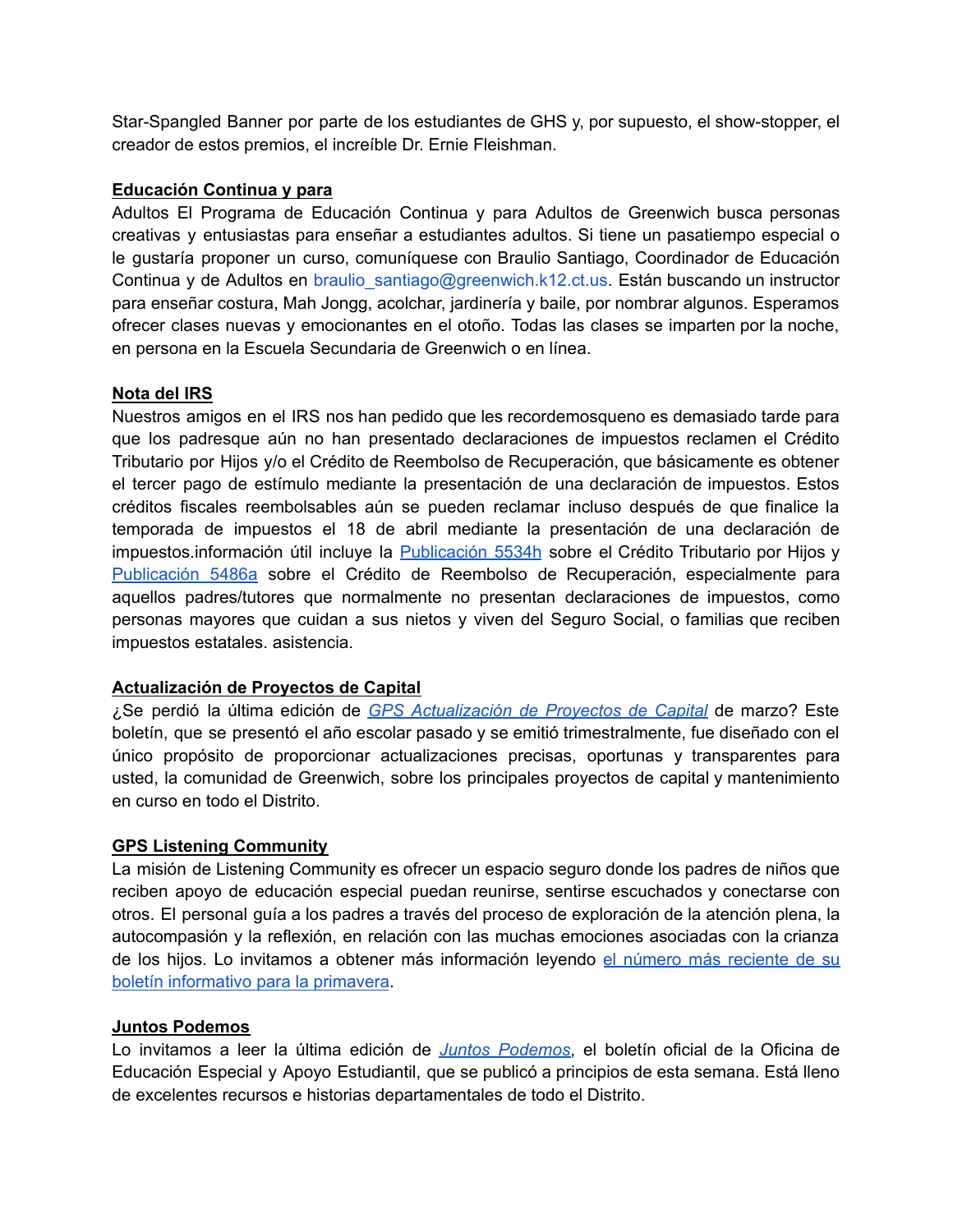Star-Spangled Banner por parte de los estudiantes de GHS y, por supuesto, el show-stopper, el creador de estos premios, el increíble Dr. Ernie Fleishman.

**Educación Continua y para**

Adultos El Programa de Educación Continua y para Adultos de Greenwich busca personas creativas y entusiastas para enseñar a estudiantes adultos. Si tiene un pasatiempo especial o le gustaría proponer un curso, comuníquese con Braulio Santiago, Coordinador de Educación Continua y de Adultos en braulio_santiago@greenwich.k12.ct.us. Están buscando un instructor para enseñar costura, Mah Jongg, acolchar, jardinería y baile, por nombrar algunos. Esperamos ofrecer clases nuevas y emocionantes en el otoño. Todas las clases se imparten por la noche, en persona en la Escuela Secundaria de Greenwich o en línea.

**Nota del IRS**

Nuestros amigos en el IRS nos han pedido que les recordemosqueno es demasiado tarde para que los padresque aún no han presentado declaraciones de impuestos reclamen el Crédito Tributario por Hijos y/o el Crédito de Reembolso de Recuperación, que básicamente es obtener el tercer pago de estímulo mediante la presentación de una declaración de impuestos. Estos créditos fiscales reembolsables aún se pueden reclamar incluso después de que finalice la temporada de impuestos el 18 de abril mediante la presentación de una declaración de impuestos.información útil incluye la Publicación 5534h sobre el Crédito Tributario por Hijos y Publicación 5486a sobre el Crédito de Reembolso de Recuperación, especialmente para aquellos padres/tutores que normalmente no presentan declaraciones de impuestos, como personas mayores que cuidan a sus nietos y viven del Seguro Social, o familias que reciben impuestos estatales. asistencia.

**Actualización de Proyectos de Capital**

¿Se perdió la última edición de *GPS Actualización de Proyectos de Capital* de marzo? Este boletín, que se presentó el año escolar pasado y se emitió trimestralmente, fue diseñado con el único propósito de proporcionar actualizaciones precisas, oportunas y transparentes para usted, la comunidad de Greenwich, sobre los principales proyectos de capital y mantenimiento en curso en todo el Distrito.

**GPS Listening Community**

La misión de Listening Community es ofrecer un espacio seguro donde los padres de niños que reciben apoyo de educación especial puedan reunirse, sentirse escuchados y conectarse con otros. El personal guía a los padres a través del proceso de exploración de la atención plena, la autocompasión y la reflexión, en relación con las muchas emociones asociadas con la crianza de los hijos. Lo invitamos a obtener más información leyendo el número más reciente de su boletín informativo para la primavera.

**Juntos Podemos**

Lo invitamos a leer la última edición de *Juntos Podemos*, el boletín oficial de la Oficina de Educación Especial y Apoyo Estudiantil, que se publicó a principios de esta semana. Está lleno de excelentes recursos e historias departamentales de todo el Distrito.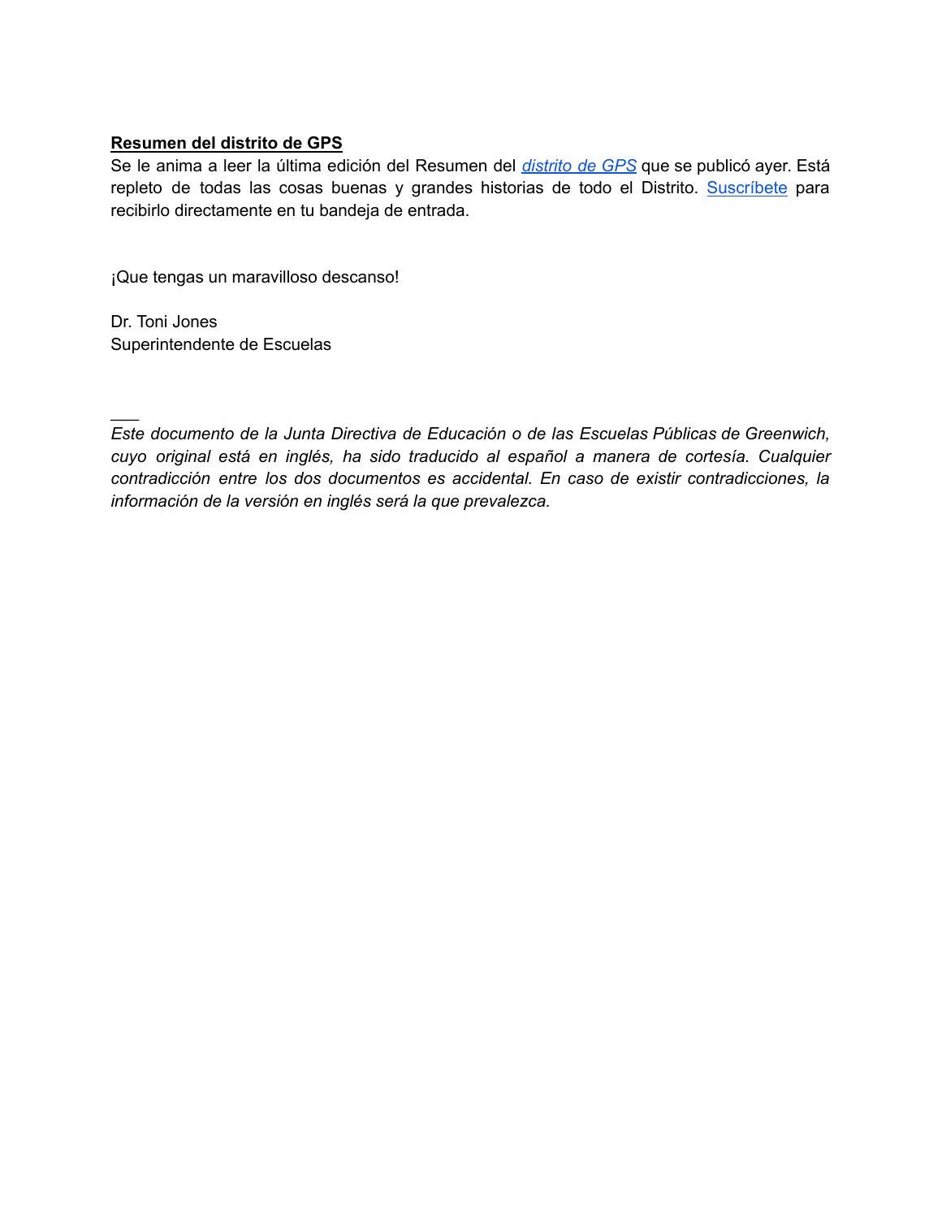**Resumen del distrito de GPS**

Se le anima a leer la última edición del Resumen del *distrito de GPS* que se publicó ayer. Está repleto de todas las cosas buenas y grandes historias de todo el Distrito. Suscríbete para recibirlo directamente en tu bandeja de entrada.

¡Que tengas un maravilloso descanso!

Dr. Toni Jones
Superintendente de Escuelas

___

*Este documento de la Junta Directiva de Educación o de las Escuelas Públicas de Greenwich, cuyo original está en inglés, ha sido traducido al español a manera de cortesía. Cualquier contradicción entre los dos documentos es accidental. En caso de existir contradicciones, la información de la versión en inglés será la que prevalezca.*